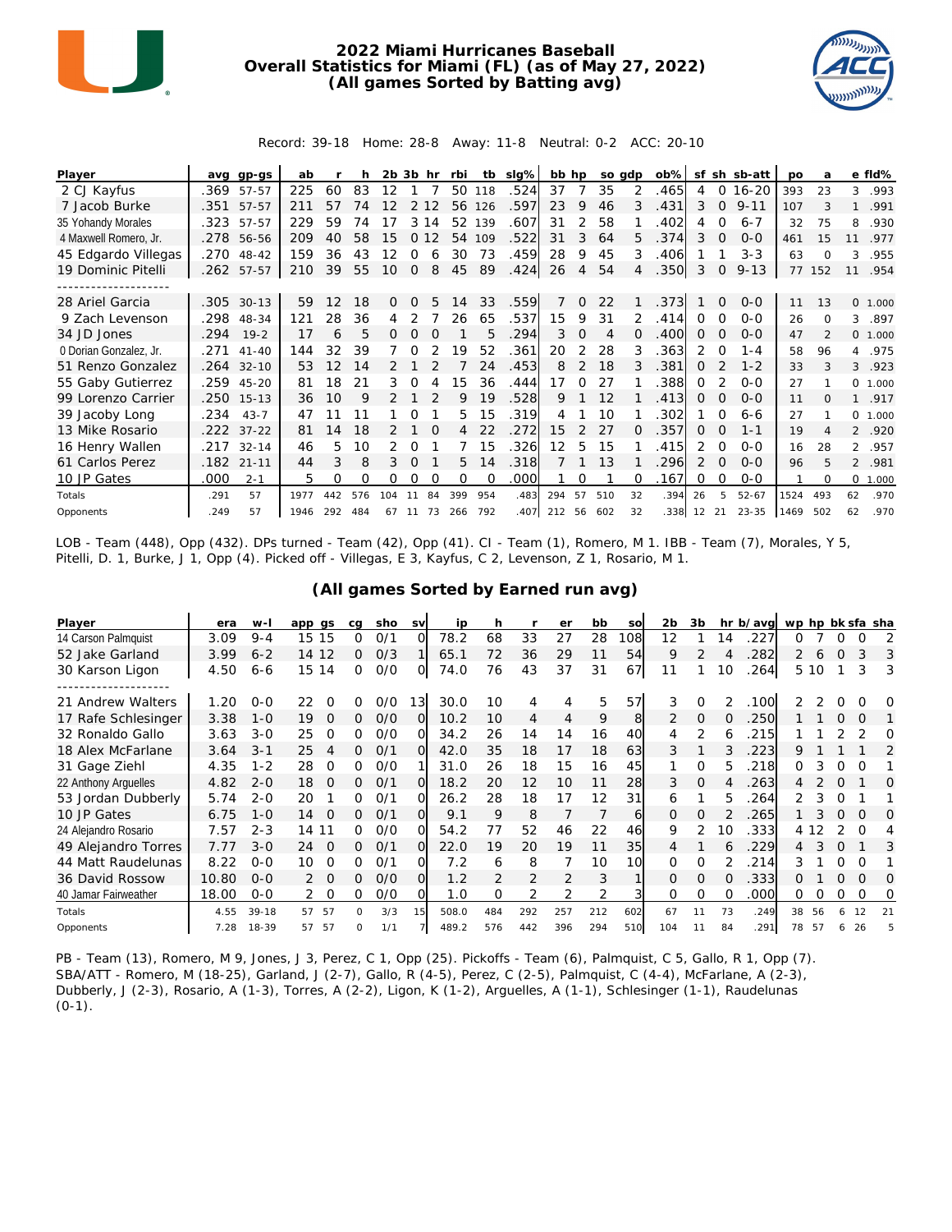# 2022 Miami Hurricanes Baseball
## Overall Statistics for Miami (FL) (as of May 27, 2022)
### (All games Sorted by Batting avg)

Record: 39-18 Home: 28-8 Away: 11-8 Neutral: 0-2 ACC: 20-10

| Player | avg | gp-gs | ab | r | h | 2b | 3b | hr | rbi | tb | slg% | bb | hp | so | gdp | ob% | sf | sh | sb-att | po | a | e | fld% |
|---|---|---|---|---|---|---|---|---|---|---|---|---|---|---|---|---|---|---|---|---|---|---|---|
| 2 CJ Kayfus | .369 | 57-57 | 225 | 60 | 83 | 12 | 1 | 7 | 50 | 118 | .524 | 37 | 7 | 35 | 2 | .465 | 4 | 0 | 16-20 | 393 | 23 | 3 | .993 |
| 7 Jacob Burke | .351 | 57-57 | 211 | 57 | 74 | 12 | 2 | 12 | 56 | 126 | .597 | 23 | 9 | 46 | 3 | .431 | 3 | 0 | 9-11 | 107 | 3 | 1 | .991 |
| 35 Yohandy Morales | .323 | 57-57 | 229 | 59 | 74 | 17 | 3 | 14 | 52 | 139 | .607 | 31 | 2 | 58 | 1 | .402 | 4 | 0 | 6-7 | 32 | 75 | 8 | .930 |
| 4 Maxwell Romero, Jr. | .278 | 56-56 | 209 | 40 | 58 | 15 | 0 | 12 | 54 | 109 | .522 | 31 | 3 | 64 | 5 | .374 | 3 | 0 | 0-0 | 461 | 15 | 11 | .977 |
| 45 Edgardo Villegas | .270 | 48-42 | 159 | 36 | 43 | 12 | 0 | 6 | 30 | 73 | .459 | 28 | 9 | 45 | 3 | .406 | 1 | 1 | 3-3 | 63 | 0 | 3 | .955 |
| 19 Dominic Pitelli | .262 | 57-57 | 210 | 39 | 55 | 10 | 0 | 8 | 45 | 89 | .424 | 26 | 4 | 54 | 4 | .350 | 3 | 0 | 9-13 | 77 | 152 | 11 | .954 |
| 28 Ariel Garcia | .305 | 30-13 | 59 | 12 | 18 | 0 | 0 | 5 | 14 | 33 | .559 | 7 | 0 | 22 | 1 | .373 | 1 | 0 | 0-0 | 11 | 13 | 0 | 1.000 |
| 9 Zach Levenson | .298 | 48-34 | 121 | 28 | 36 | 4 | 2 | 7 | 26 | 65 | .537 | 15 | 9 | 31 | 2 | .414 | 0 | 0 | 0-0 | 26 | 0 | 3 | .897 |
| 34 JD Jones | .294 | 19-2 | 17 | 6 | 5 | 0 | 0 | 0 | 1 | 5 | .294 | 3 | 0 | 4 | 0 | .400 | 0 | 0 | 0-0 | 47 | 2 | 0 | 1.000 |
| 0 Dorian Gonzalez, Jr. | .271 | 41-40 | 144 | 32 | 39 | 7 | 0 | 2 | 19 | 52 | .361 | 20 | 2 | 28 | 3 | .363 | 2 | 0 | 1-4 | 58 | 96 | 4 | .975 |
| 51 Renzo Gonzalez | .264 | 32-10 | 53 | 12 | 14 | 2 | 1 | 2 | 7 | 24 | .453 | 8 | 2 | 18 | 3 | .381 | 0 | 2 | 1-2 | 33 | 3 | 3 | .923 |
| 55 Gaby Gutierrez | .259 | 45-20 | 81 | 18 | 21 | 3 | 0 | 4 | 15 | 36 | .444 | 17 | 0 | 27 | 1 | .388 | 0 | 2 | 0-0 | 27 | 1 | 0 | 1.000 |
| 99 Lorenzo Carrier | .250 | 15-13 | 36 | 10 | 9 | 2 | 1 | 2 | 9 | 19 | .528 | 9 | 1 | 12 | 1 | .413 | 0 | 0 | 0-0 | 11 | 0 | 1 | .917 |
| 39 Jacoby Long | .234 | 43-7 | 47 | 11 | 11 | 1 | 0 | 1 | 5 | 15 | .319 | 4 | 1 | 10 | 1 | .302 | 1 | 0 | 6-6 | 27 | 1 | 0 | 1.000 |
| 13 Mike Rosario | .222 | 37-22 | 81 | 14 | 18 | 2 | 1 | 0 | 4 | 22 | .272 | 15 | 2 | 27 | 0 | .357 | 0 | 0 | 1-1 | 19 | 4 | 2 | .920 |
| 16 Henry Wallen | .217 | 32-14 | 46 | 5 | 10 | 2 | 0 | 1 | 7 | 15 | .326 | 12 | 5 | 15 | 1 | .415 | 2 | 0 | 0-0 | 16 | 28 | 2 | .957 |
| 61 Carlos Perez | .182 | 21-11 | 44 | 3 | 8 | 3 | 0 | 1 | 5 | 14 | .318 | 7 | 1 | 13 | 1 | .296 | 2 | 0 | 0-0 | 96 | 5 | 2 | .981 |
| 10 JP Gates | .000 | 2-1 | 5 | 0 | 0 | 0 | 0 | 0 | 0 | 0 | .000 | 1 | 0 | 1 | 0 | .167 | 0 | 0 | 0-0 | 1 | 0 | 0 | 1.000 |
| Totals | .291 | 57 | 1977 | 442 | 576 | 104 | 11 | 84 | 399 | 954 | .483 | 294 | 57 | 510 | 32 | .394 | 26 | 5 | 52-67 | 1524 | 493 | 62 | .970 |
| Opponents | .249 | 57 | 1946 | 292 | 484 | 67 | 11 | 73 | 266 | 792 | .407 | 212 | 56 | 602 | 32 | .338 | 12 | 21 | 23-35 | 1469 | 502 | 62 | .970 |

LOB - Team (448), Opp (432). DPs turned - Team (42), Opp (41). CI - Team (1), Romero, M 1. IBB - Team (7), Morales, Y 5, Pitelli, D. 1, Burke, J 1, Opp (4). Picked off - Villegas, E 3, Kayfus, C 2, Levenson, Z 1, Rosario, M 1.

### (All games Sorted by Earned run avg)

| Player | era | w-l | app | gs | cg | sho | sv | ip | h | r | er | bb | so | 2b | 3b | hr | b/avg | wp | hp | bk | sfa | sha |
|---|---|---|---|---|---|---|---|---|---|---|---|---|---|---|---|---|---|---|---|---|---|---|
| 14 Carson Palmquist | 3.09 | 9-4 | 15 | 15 | 0 | 0/1 | 0 | 78.2 | 68 | 33 | 27 | 28 | 108 | 12 | 1 | 14 | .227 | 0 | 7 | 0 | 0 | 2 |
| 52 Jake Garland | 3.99 | 6-2 | 14 | 12 | 0 | 0/3 | 1 | 65.1 | 72 | 36 | 29 | 11 | 54 | 9 | 2 | 4 | .282 | 2 | 6 | 0 | 3 | 3 |
| 30 Karson Ligon | 4.50 | 6-6 | 15 | 14 | 0 | 0/0 | 0 | 74.0 | 76 | 43 | 37 | 31 | 67 | 11 | 1 | 10 | .264 | 5 | 10 | 1 | 3 | 3 |
| 21 Andrew Walters | 1.20 | 0-0 | 22 | 0 | 0 | 0/0 | 13 | 30.0 | 10 | 4 | 4 | 5 | 57 | 3 | 0 | 2 | .100 | 2 | 2 | 0 | 0 | 0 |
| 17 Rafe Schlesinger | 3.38 | 1-0 | 19 | 0 | 0 | 0/0 | 0 | 10.2 | 10 | 4 | 4 | 9 | 8 | 2 | 0 | 0 | .250 | 1 | 1 | 0 | 0 | 1 |
| 32 Ronaldo Gallo | 3.63 | 3-0 | 25 | 0 | 0 | 0/0 | 0 | 34.2 | 26 | 14 | 14 | 16 | 40 | 4 | 2 | 6 | .215 | 1 | 1 | 2 | 2 | 0 |
| 18 Alex McFarlane | 3.64 | 3-1 | 25 | 4 | 0 | 0/1 | 0 | 42.0 | 35 | 18 | 17 | 18 | 63 | 3 | 1 | 3 | .223 | 9 | 1 | 1 | 1 | 2 |
| 31 Gage Ziehl | 4.35 | 1-2 | 28 | 0 | 0 | 0/0 | 1 | 31.0 | 26 | 18 | 15 | 16 | 45 | 1 | 0 | 5 | .218 | 0 | 3 | 0 | 0 | 1 |
| 22 Anthony Arguelles | 4.82 | 2-0 | 18 | 0 | 0 | 0/1 | 0 | 18.2 | 20 | 12 | 10 | 11 | 28 | 3 | 0 | 4 | .263 | 4 | 2 | 0 | 1 | 0 |
| 53 Jordan Dubberly | 5.74 | 2-0 | 20 | 1 | 0 | 0/1 | 0 | 26.2 | 28 | 18 | 17 | 12 | 31 | 6 | 1 | 5 | .264 | 2 | 3 | 0 | 1 | 1 |
| 10 JP Gates | 6.75 | 1-0 | 14 | 0 | 0 | 0/1 | 0 | 9.1 | 9 | 8 | 7 | 7 | 6 | 0 | 0 | 2 | .265 | 1 | 3 | 0 | 0 | 0 |
| 24 Alejandro Rosario | 7.57 | 2-3 | 14 | 11 | 0 | 0/0 | 0 | 54.2 | 77 | 52 | 46 | 22 | 46 | 9 | 2 | 10 | .333 | 4 | 12 | 2 | 0 | 4 |
| 49 Alejandro Torres | 7.77 | 3-0 | 24 | 0 | 0 | 0/1 | 0 | 22.0 | 19 | 20 | 19 | 11 | 35 | 4 | 1 | 6 | .229 | 4 | 3 | 0 | 1 | 3 |
| 44 Matt Raudelunas | 8.22 | 0-0 | 10 | 0 | 0 | 0/1 | 0 | 7.2 | 6 | 8 | 7 | 10 | 10 | 0 | 0 | 2 | .214 | 3 | 1 | 0 | 0 | 1 |
| 36 David Rossow | 10.80 | 0-0 | 2 | 0 | 0 | 0/0 | 0 | 1.2 | 2 | 2 | 2 | 3 | 1 | 0 | 0 | 0 | .333 | 0 | 1 | 0 | 0 | 0 |
| 40 Jamar Fairweather | 18.00 | 0-0 | 2 | 0 | 0 | 0/0 | 0 | 1.0 | 0 | 2 | 2 | 2 | 3 | 0 | 0 | 0 | .000 | 0 | 0 | 0 | 0 | 0 |
| Totals | 4.55 | 39-18 | 57 | 57 | 0 | 3/3 | 15 | 508.0 | 484 | 292 | 257 | 212 | 602 | 67 | 11 | 73 | .249 | 38 | 56 | 6 | 12 | 21 |
| Opponents | 7.28 | 18-39 | 57 | 57 | 0 | 1/1 | 7 | 489.2 | 576 | 442 | 396 | 294 | 510 | 104 | 11 | 84 | .291 | 78 | 57 | 6 | 26 | 5 |

PB - Team (13), Romero, M 9, Jones, J 3, Perez, C 1, Opp (25). Pickoffs - Team (6), Palmquist, C 5, Gallo, R 1, Opp (7). SBA/ATT - Romero, M (18-25), Garland, J (2-7), Gallo, R (4-5), Perez, C (2-5), Palmquist, C (4-4), McFarlane, A (2-3), Dubberly, J (2-3), Rosario, A (1-3), Torres, A (2-2), Ligon, K (1-2), Arguelles, A (1-1), Schlesinger (1-1), Raudelunas (0-1).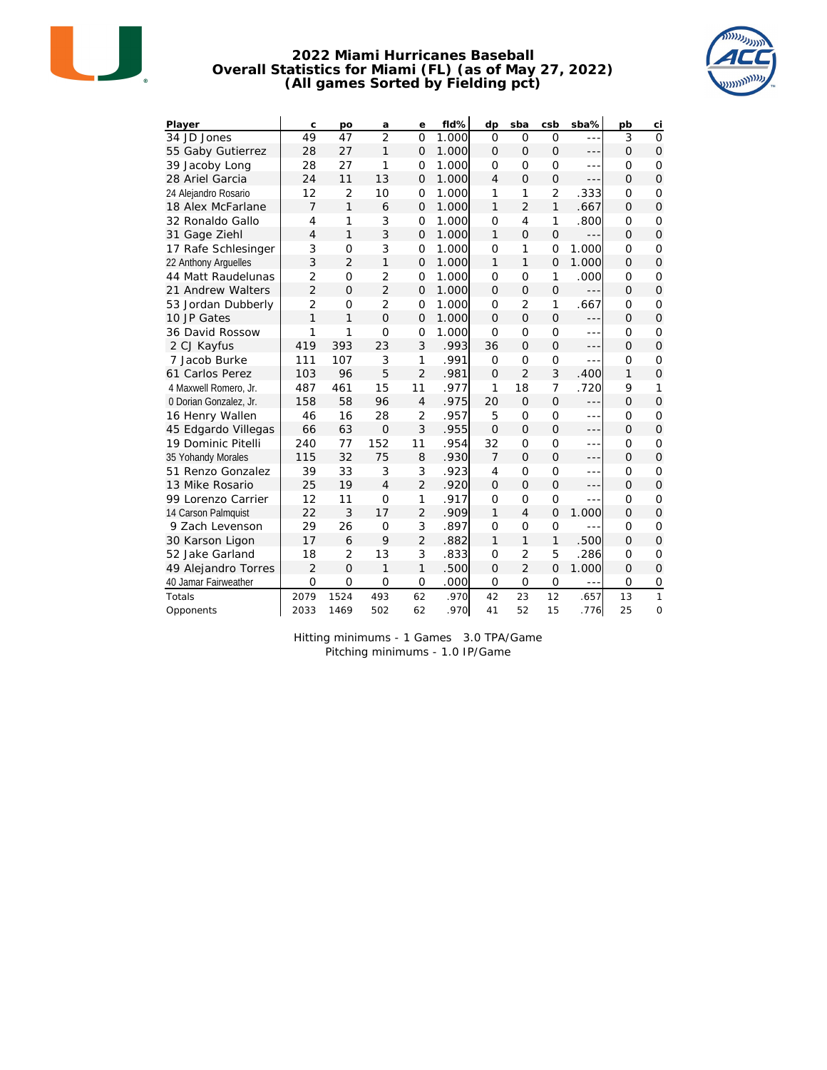# 2022 Miami Hurricanes Baseball
## Overall Statistics for Miami (FL) (as of May 27, 2022)
## (All games Sorted by Fielding pct)

| Player | c | po | a | e | fld% | dp | sba | csb | sba% | pb | ci |
|---|---|---|---|---|---|---|---|---|---|---|---|
| 34 JD Jones | 49 | 47 | 2 | 0 | 1.000 | 0 | 0 | 0 | --- | 3 | 0 |
| 55 Gaby Gutierrez | 28 | 27 | 1 | 0 | 1.000 | 0 | 0 | 0 | --- | 0 | 0 |
| 39 Jacoby Long | 28 | 27 | 1 | 0 | 1.000 | 0 | 0 | 0 | --- | 0 | 0 |
| 28 Ariel Garcia | 24 | 11 | 13 | 0 | 1.000 | 4 | 0 | 0 | --- | 0 | 0 |
| 24 Alejandro Rosario | 12 | 2 | 10 | 0 | 1.000 | 1 | 1 | 2 | .333 | 0 | 0 |
| 18 Alex McFarlane | 7 | 1 | 6 | 0 | 1.000 | 1 | 2 | 1 | .667 | 0 | 0 |
| 32 Ronaldo Gallo | 4 | 1 | 3 | 0 | 1.000 | 0 | 4 | 1 | .800 | 0 | 0 |
| 31 Gage Ziehl | 4 | 1 | 3 | 0 | 1.000 | 1 | 0 | 0 | --- | 0 | 0 |
| 17 Rafe Schlesinger | 3 | 0 | 3 | 0 | 1.000 | 0 | 1 | 0 | 1.000 | 0 | 0 |
| 22 Anthony Arguelles | 3 | 2 | 1 | 0 | 1.000 | 1 | 1 | 0 | 1.000 | 0 | 0 |
| 44 Matt Raudelunas | 2 | 0 | 2 | 0 | 1.000 | 0 | 0 | 1 | .000 | 0 | 0 |
| 21 Andrew Walters | 2 | 0 | 2 | 0 | 1.000 | 0 | 0 | 0 | --- | 0 | 0 |
| 53 Jordan Dubberly | 2 | 0 | 2 | 0 | 1.000 | 0 | 2 | 1 | .667 | 0 | 0 |
| 10 JP Gates | 1 | 1 | 0 | 0 | 1.000 | 0 | 0 | 0 | --- | 0 | 0 |
| 36 David Rossow | 1 | 1 | 0 | 0 | 1.000 | 0 | 0 | 0 | --- | 0 | 0 |
| 2 CJ Kayfus | 419 | 393 | 23 | 3 | .993 | 36 | 0 | 0 | --- | 0 | 0 |
| 7 Jacob Burke | 111 | 107 | 3 | 1 | .991 | 0 | 0 | 0 | --- | 0 | 0 |
| 61 Carlos Perez | 103 | 96 | 5 | 2 | .981 | 0 | 2 | 3 | .400 | 1 | 0 |
| 4 Maxwell Romero, Jr. | 487 | 461 | 15 | 11 | .977 | 1 | 18 | 7 | .720 | 9 | 1 |
| 0 Dorian Gonzalez, Jr. | 158 | 58 | 96 | 4 | .975 | 20 | 0 | 0 | --- | 0 | 0 |
| 16 Henry Wallen | 46 | 16 | 28 | 2 | .957 | 5 | 0 | 0 | --- | 0 | 0 |
| 45 Edgardo Villegas | 66 | 63 | 0 | 3 | .955 | 0 | 0 | 0 | --- | 0 | 0 |
| 19 Dominic Pitelli | 240 | 77 | 152 | 11 | .954 | 32 | 0 | 0 | --- | 0 | 0 |
| 35 Yohandy Morales | 115 | 32 | 75 | 8 | .930 | 7 | 0 | 0 | --- | 0 | 0 |
| 51 Renzo Gonzalez | 39 | 33 | 3 | 3 | .923 | 4 | 0 | 0 | --- | 0 | 0 |
| 13 Mike Rosario | 25 | 19 | 4 | 2 | .920 | 0 | 0 | 0 | --- | 0 | 0 |
| 99 Lorenzo Carrier | 12 | 11 | 0 | 1 | .917 | 0 | 0 | 0 | --- | 0 | 0 |
| 14 Carson Palmquist | 22 | 3 | 17 | 2 | .909 | 1 | 4 | 0 | 1.000 | 0 | 0 |
| 9 Zach Levenson | 29 | 26 | 0 | 3 | .897 | 0 | 0 | 0 | --- | 0 | 0 |
| 30 Karson Ligon | 17 | 6 | 9 | 2 | .882 | 1 | 1 | 1 | .500 | 0 | 0 |
| 52 Jake Garland | 18 | 2 | 13 | 3 | .833 | 0 | 2 | 5 | .286 | 0 | 0 |
| 49 Alejandro Torres | 2 | 0 | 1 | 1 | .500 | 0 | 2 | 0 | 1.000 | 0 | 0 |
| 40 Jamar Fairweather | 0 | 0 | 0 | 0 | .000 | 0 | 0 | 0 | --- | 0 | 0 |
| Totals | 2079 | 1524 | 493 | 62 | .970 | 42 | 23 | 12 | .657 | 13 | 1 |
| Opponents | 2033 | 1469 | 502 | 62 | .970 | 41 | 52 | 15 | .776 | 25 | 0 |

Hitting minimums - 1 Games 3.0 TPA/Game
Pitching minimums - 1.0 IP/Game